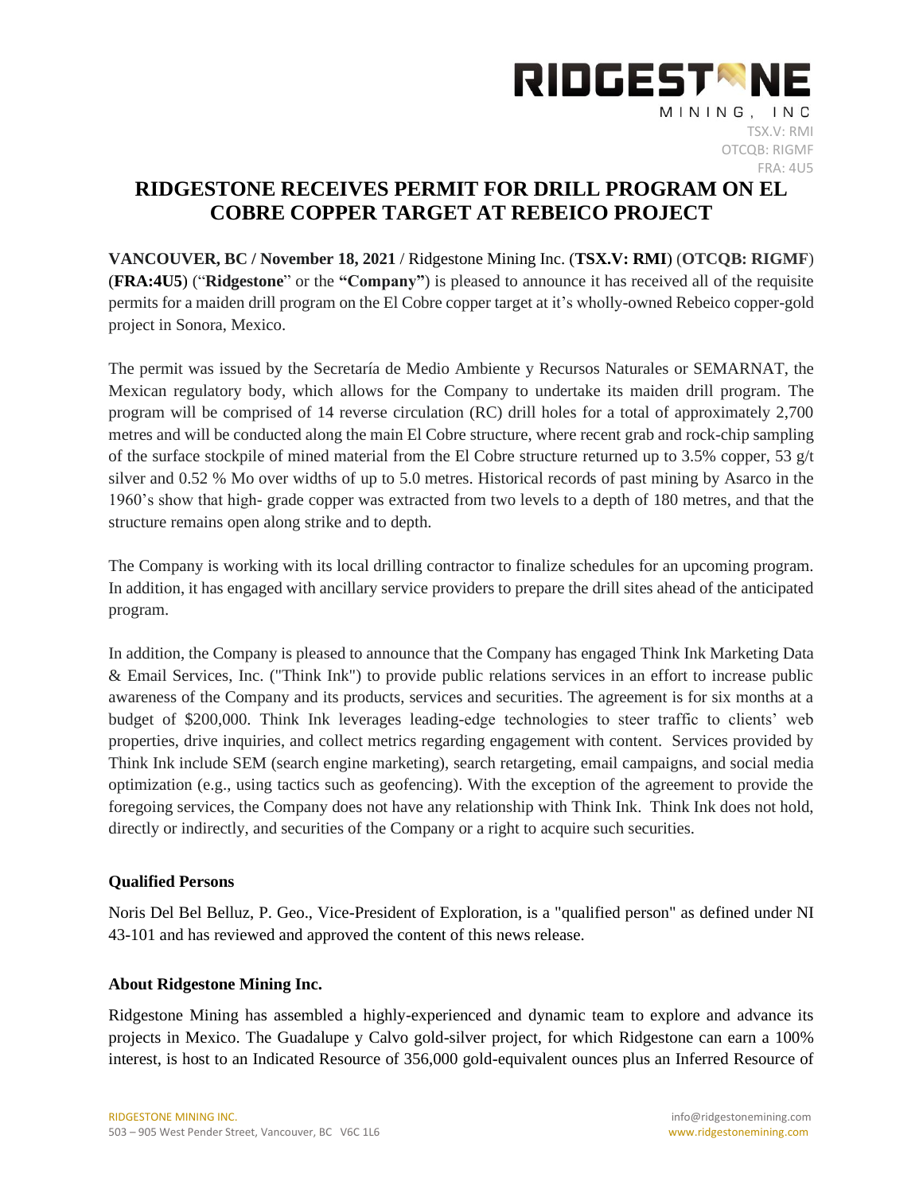RIDGESTONE MINING, INC

TSX.V: RMI
OTCQB: RIGMF
FRA: 4U5

# RIDGESTONE RECEIVES PERMIT FOR DRILL PROGRAM ON EL COBRE COPPER TARGET AT REBEICO PROJECT

**VANCOUVER, BC / November 18, 2021** / Ridgestone Mining Inc. (**TSX.V: RMI**) (**OTCQB: RIGMF**) (**FRA:4U5**) ("**Ridgestone**" or the **"Company"**) is pleased to announce it has received all of the requisite permits for a maiden drill program on the El Cobre copper target at it's wholly-owned Rebeico copper-gold project in Sonora, Mexico.

The permit was issued by the Secretaría de Medio Ambiente y Recursos Naturales or SEMARNAT, the Mexican regulatory body, which allows for the Company to undertake its maiden drill program. The program will be comprised of 14 reverse circulation (RC) drill holes for a total of approximately 2,700 metres and will be conducted along the main El Cobre structure, where recent grab and rock-chip sampling of the surface stockpile of mined material from the El Cobre structure returned up to 3.5% copper, 53 g/t silver and 0.52 % Mo over widths of up to 5.0 metres. Historical records of past mining by Asarco in the 1960's show that high- grade copper was extracted from two levels to a depth of 180 metres, and that the structure remains open along strike and to depth.

The Company is working with its local drilling contractor to finalize schedules for an upcoming program. In addition, it has engaged with ancillary service providers to prepare the drill sites ahead of the anticipated program.

In addition, the Company is pleased to announce that the Company has engaged Think Ink Marketing Data & Email Services, Inc. ("Think Ink") to provide public relations services in an effort to increase public awareness of the Company and its products, services and securities. The agreement is for six months at a budget of $200,000. Think Ink leverages leading-edge technologies to steer traffic to clients' web properties, drive inquiries, and collect metrics regarding engagement with content. Services provided by Think Ink include SEM (search engine marketing), search retargeting, email campaigns, and social media optimization (e.g., using tactics such as geofencing). With the exception of the agreement to provide the foregoing services, the Company does not have any relationship with Think Ink. Think Ink does not hold, directly or indirectly, and securities of the Company or a right to acquire such securities.

### Qualified Persons

Noris Del Bel Belluz, P. Geo., Vice-President of Exploration, is a "qualified person" as defined under NI 43-101 and has reviewed and approved the content of this news release.

### About Ridgestone Mining Inc.

Ridgestone Mining has assembled a highly-experienced and dynamic team to explore and advance its projects in Mexico. The Guadalupe y Calvo gold-silver project, for which Ridgestone can earn a 100% interest, is host to an Indicated Resource of 356,000 gold-equivalent ounces plus an Inferred Resource of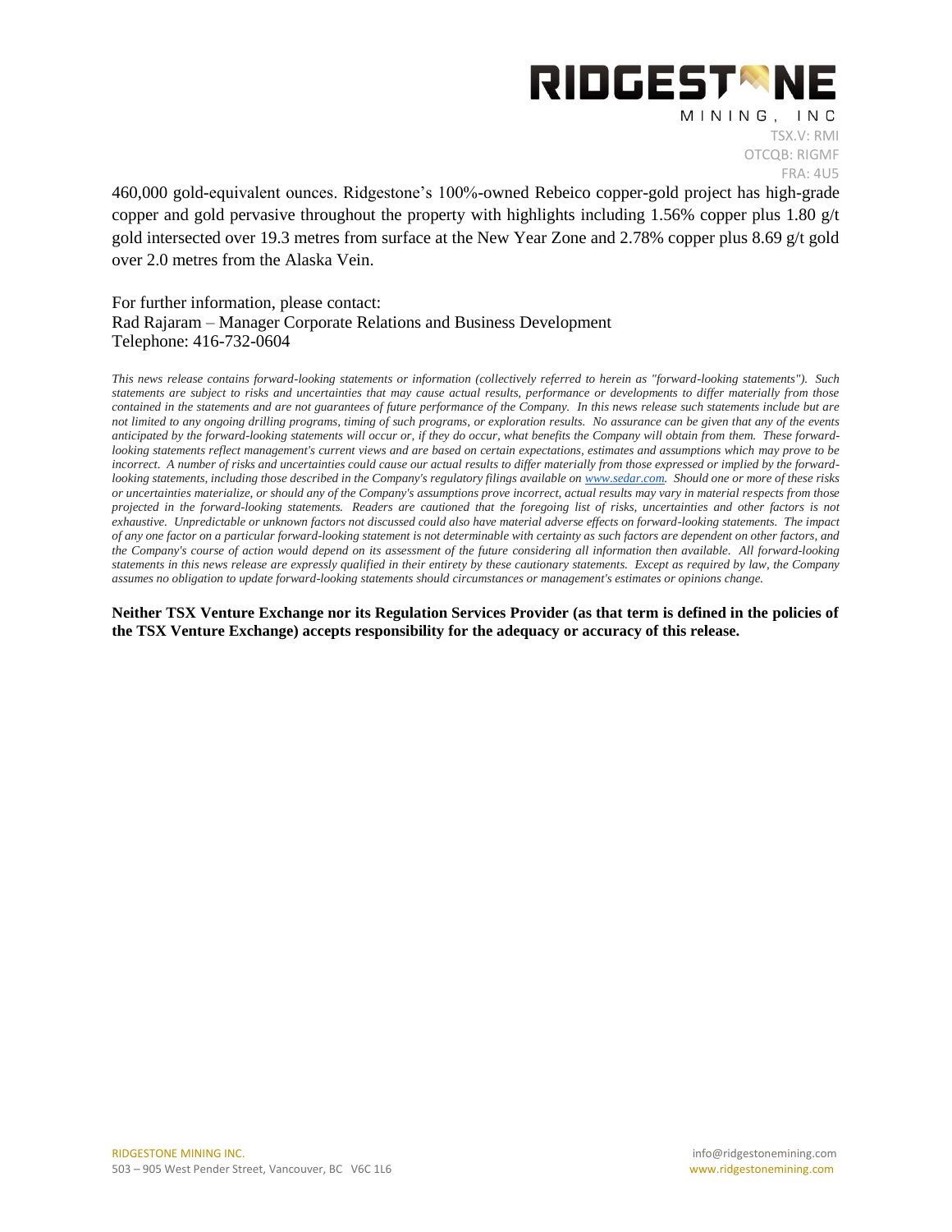460,000 gold-equivalent ounces. Ridgestone's 100%-owned Rebeico copper-gold project has high-grade copper and gold pervasive throughout the property with highlights including 1.56% copper plus 1.80 g/t gold intersected over 19.3 metres from surface at the New Year Zone and 2.78% copper plus 8.69 g/t gold over 2.0 metres from the Alaska Vein.

For further information, please contact:
Rad Rajaram – Manager Corporate Relations and Business Development
Telephone: 416-732-0604

*This news release contains forward-looking statements or information (collectively referred to herein as "forward-looking statements"). Such statements are subject to risks and uncertainties that may cause actual results, performance or developments to differ materially from those contained in the statements and are not guarantees of future performance of the Company. In this news release such statements include but are not limited to any ongoing drilling programs, timing of such programs, or exploration results. No assurance can be given that any of the events anticipated by the forward-looking statements will occur or, if they do occur, what benefits the Company will obtain from them. These forward-looking statements reflect management's current views and are based on certain expectations, estimates and assumptions which may prove to be incorrect. A number of risks and uncertainties could cause our actual results to differ materially from those expressed or implied by the forward-looking statements, including those described in the Company's regulatory filings available on www.sedar.com. Should one or more of these risks or uncertainties materialize, or should any of the Company's assumptions prove incorrect, actual results may vary in material respects from those projected in the forward-looking statements. Readers are cautioned that the foregoing list of risks, uncertainties and other factors is not exhaustive. Unpredictable or unknown factors not discussed could also have material adverse effects on forward-looking statements. The impact of any one factor on a particular forward-looking statement is not determinable with certainty as such factors are dependent on other factors, and the Company's course of action would depend on its assessment of the future considering all information then available. All forward-looking statements in this news release are expressly qualified in their entirety by these cautionary statements. Except as required by law, the Company assumes no obligation to update forward-looking statements should circumstances or management's estimates or opinions change.*

**Neither TSX Venture Exchange nor its Regulation Services Provider (as that term is defined in the policies of the TSX Venture Exchange) accepts responsibility for the adequacy or accuracy of this release.**